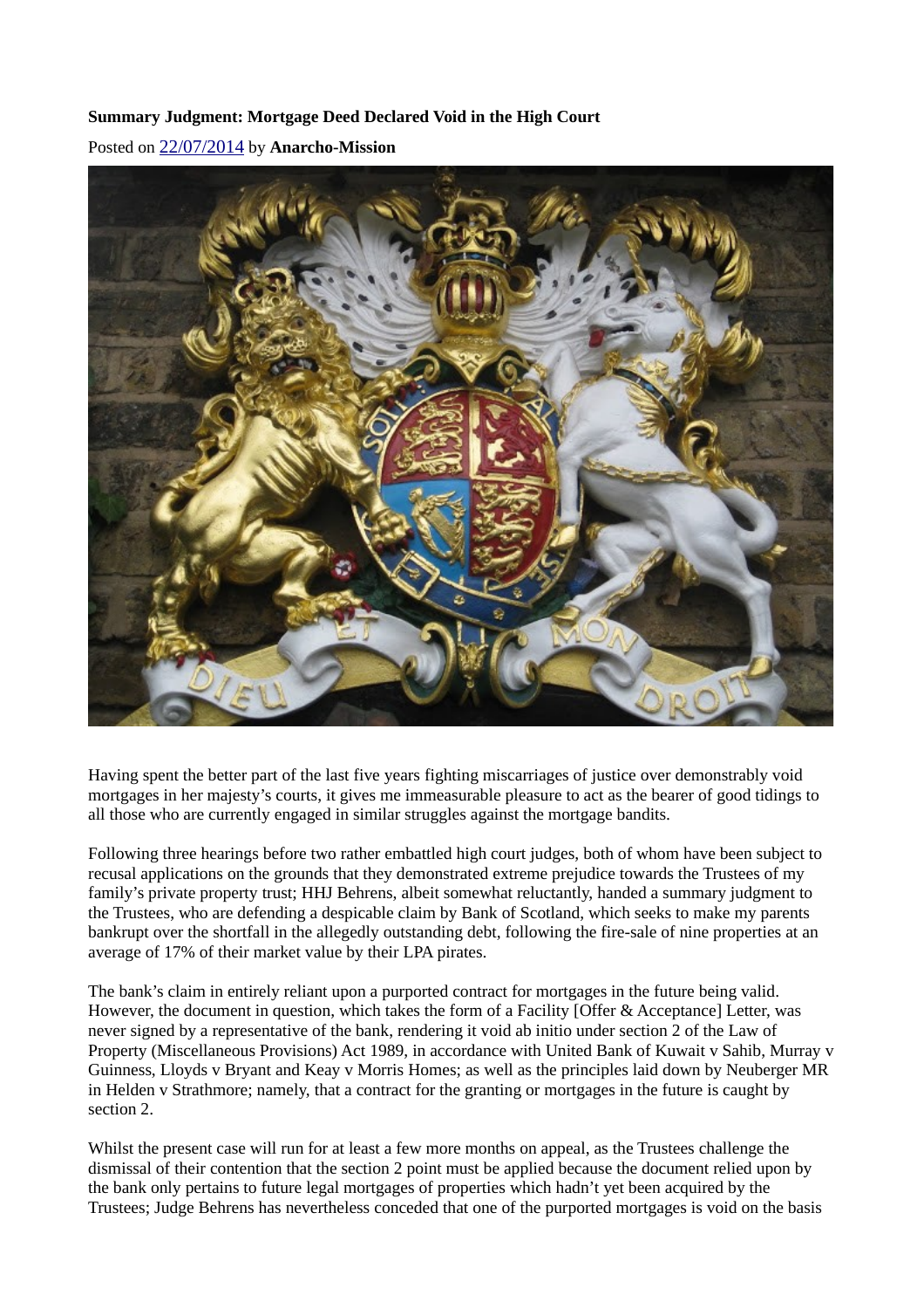**Summary Judgment: Mortgage Deed Declared Void in the High Court**

Posted on 22/07/2014 by **Anarcho-Mission**

Having spent the better part of the last five years fighting miscarriages of justice over demonstrably void mortgages in her majesty's courts, it gives me immeasurable pleasure to act as the bearer of good tidings to all those who are currently engaged in similar struggles against the mortgage bandits.

Following three hearings before two rather embattled high court judges, both of whom have been subject to recusal applications on the grounds that they demonstrated extreme prejudice towards the Trustees of my family's private property trust; HHJ Behrens, albeit somewhat reluctantly, handed a summary judgment to the Trustees, who are defending a despicable claim by Bank of Scotland, which seeks to make my parents bankrupt over the shortfall in the allegedly outstanding debt, following the fire-sale of nine properties at an average of 17% of their market value by their LPA pirates.

The bank's claim in entirely reliant upon a purported contract for mortgages in the future being valid. However, the document in question, which takes the form of a Facility [Offer & Acceptance] Letter, was never signed by a representative of the bank, rendering it void ab initio under section 2 of the Law of Property (Miscellaneous Provisions) Act 1989, in accordance with United Bank of Kuwait v Sahib, Murray v Guinness, Lloyds v Bryant and Keay v Morris Homes; as well as the principles laid down by Neuberger MR in Helden v Strathmore; namely, that a contract for the granting or mortgages in the future is caught by section 2.

Whilst the present case will run for at least a few more months on appeal, as the Trustees challenge the dismissal of their contention that the section 2 point must be applied because the document relied upon by the bank only pertains to future legal mortgages of properties which hadn't yet been acquired by the Trustees; Judge Behrens has nevertheless conceded that one of the purported mortgages is void on the basis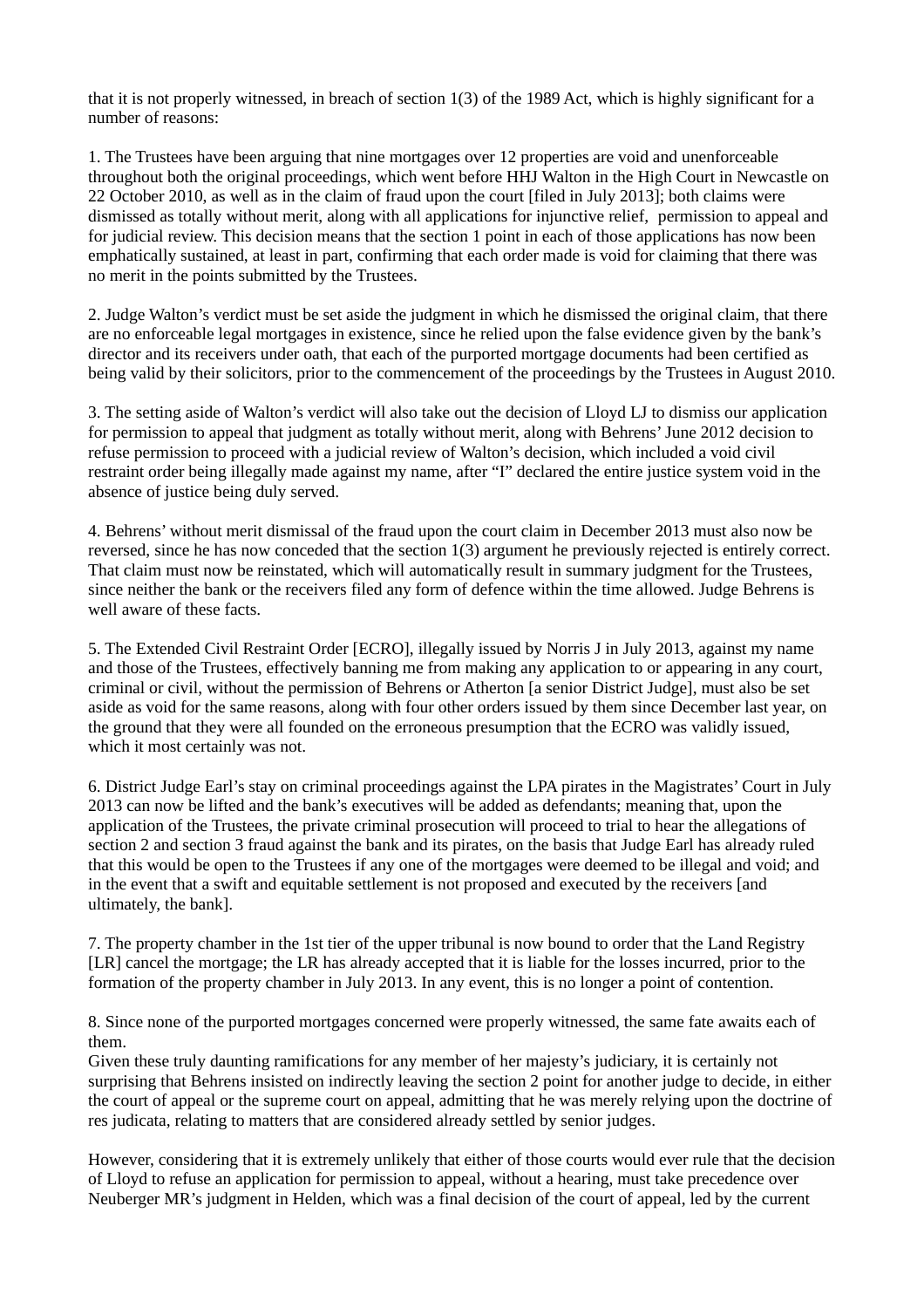that it is not properly witnessed, in breach of section 1(3) of the 1989 Act, which is highly significant for a number of reasons:

1. The Trustees have been arguing that nine mortgages over 12 properties are void and unenforceable throughout both the original proceedings, which went before HHJ Walton in the High Court in Newcastle on 22 October 2010, as well as in the claim of fraud upon the court [filed in July 2013]; both claims were dismissed as totally without merit, along with all applications for injunctive relief, permission to appeal and for judicial review. This decision means that the section 1 point in each of those applications has now been emphatically sustained, at least in part, confirming that each order made is void for claiming that there was no merit in the points submitted by the Trustees.

2. Judge Walton's verdict must be set aside the judgment in which he dismissed the original claim, that there are no enforceable legal mortgages in existence, since he relied upon the false evidence given by the bank's director and its receivers under oath, that each of the purported mortgage documents had been certified as being valid by their solicitors, prior to the commencement of the proceedings by the Trustees in August 2010.

3. The setting aside of Walton's verdict will also take out the decision of Lloyd LJ to dismiss our application for permission to appeal that judgment as totally without merit, along with Behrens' June 2012 decision to refuse permission to proceed with a judicial review of Walton's decision, which included a void civil restraint order being illegally made against my name, after "I" declared the entire justice system void in the absence of justice being duly served.

4. Behrens' without merit dismissal of the fraud upon the court claim in December 2013 must also now be reversed, since he has now conceded that the section 1(3) argument he previously rejected is entirely correct. That claim must now be reinstated, which will automatically result in summary judgment for the Trustees, since neither the bank or the receivers filed any form of defence within the time allowed. Judge Behrens is well aware of these facts.

5. The Extended Civil Restraint Order [ECRO], illegally issued by Norris J in July 2013, against my name and those of the Trustees, effectively banning me from making any application to or appearing in any court, criminal or civil, without the permission of Behrens or Atherton [a senior District Judge], must also be set aside as void for the same reasons, along with four other orders issued by them since December last year, on the ground that they were all founded on the erroneous presumption that the ECRO was validly issued, which it most certainly was not.

6. District Judge Earl's stay on criminal proceedings against the LPA pirates in the Magistrates' Court in July 2013 can now be lifted and the bank's executives will be added as defendants; meaning that, upon the application of the Trustees, the private criminal prosecution will proceed to trial to hear the allegations of section 2 and section 3 fraud against the bank and its pirates, on the basis that Judge Earl has already ruled that this would be open to the Trustees if any one of the mortgages were deemed to be illegal and void; and in the event that a swift and equitable settlement is not proposed and executed by the receivers [and ultimately, the bank].

7. The property chamber in the 1st tier of the upper tribunal is now bound to order that the Land Registry [LR] cancel the mortgage; the LR has already accepted that it is liable for the losses incurred, prior to the formation of the property chamber in July 2013. In any event, this is no longer a point of contention.

8. Since none of the purported mortgages concerned were properly witnessed, the same fate awaits each of them.

Given these truly daunting ramifications for any member of her majesty's judiciary, it is certainly not surprising that Behrens insisted on indirectly leaving the section 2 point for another judge to decide, in either the court of appeal or the supreme court on appeal, admitting that he was merely relying upon the doctrine of res judicata, relating to matters that are considered already settled by senior judges.

However, considering that it is extremely unlikely that either of those courts would ever rule that the decision of Lloyd to refuse an application for permission to appeal, without a hearing, must take precedence over Neuberger MR's judgment in Helden, which was a final decision of the court of appeal, led by the current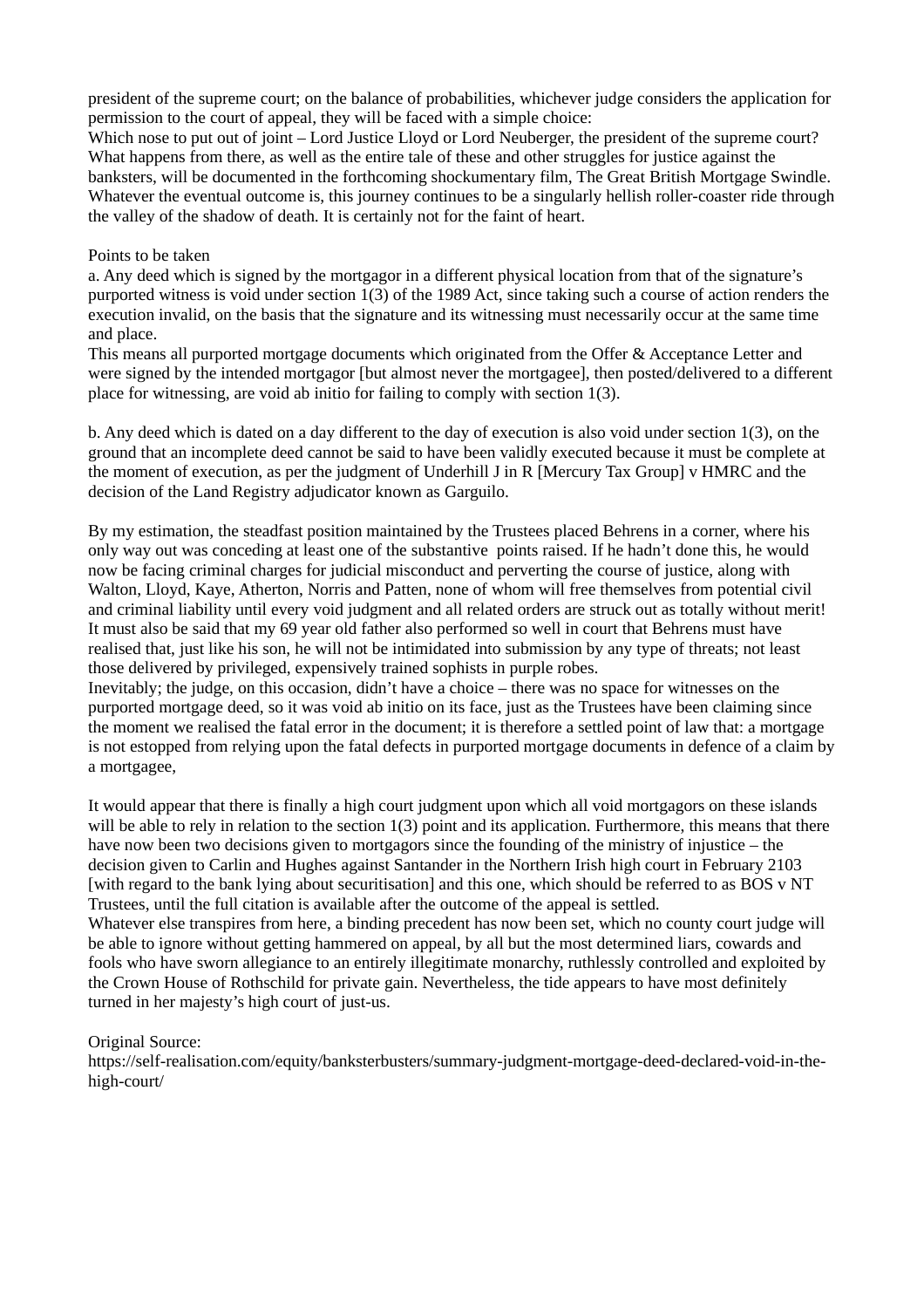president of the supreme court; on the balance of probabilities, whichever judge considers the application for permission to the court of appeal, they will be faced with a simple choice:

Which nose to put out of joint – Lord Justice Lloyd or Lord Neuberger, the president of the supreme court?

What happens from there, as well as the entire tale of these and other struggles for justice against the banksters, will be documented in the forthcoming shockumentary film, The Great British Mortgage Swindle.

Whatever the eventual outcome is, this journey continues to be a singularly hellish roller-coaster ride through the valley of the shadow of death. It is certainly not for the faint of heart.

Points to be taken

a. Any deed which is signed by the mortgagor in a different physical location from that of the signature's purported witness is void under section 1(3) of the 1989 Act, since taking such a course of action renders the execution invalid, on the basis that the signature and its witnessing must necessarily occur at the same time and place.

This means all purported mortgage documents which originated from the Offer & Acceptance Letter and were signed by the intended mortgagor [but almost never the mortgagee], then posted/delivered to a different place for witnessing, are void ab initio for failing to comply with section 1(3).

b. Any deed which is dated on a day different to the day of execution is also void under section 1(3), on the ground that an incomplete deed cannot be said to have been validly executed because it must be complete at the moment of execution, as per the judgment of Underhill J in R [Mercury Tax Group] v HMRC and the decision of the Land Registry adjudicator known as Garguilo.

By my estimation, the steadfast position maintained by the Trustees placed Behrens in a corner, where his only way out was conceding at least one of the substantive points raised. If he hadn't done this, he would now be facing criminal charges for judicial misconduct and perverting the course of justice, along with Walton, Lloyd, Kaye, Atherton, Norris and Patten, none of whom will free themselves from potential civil and criminal liability until every void judgment and all related orders are struck out as totally without merit!

It must also be said that my 69 year old father also performed so well in court that Behrens must have realised that, just like his son, he will not be intimidated into submission by any type of threats; not least those delivered by privileged, expensively trained sophists in purple robes.

Inevitably; the judge, on this occasion, didn't have a choice – there was no space for witnesses on the purported mortgage deed, so it was void ab initio on its face, just as the Trustees have been claiming since the moment we realised the fatal error in the document; it is therefore a settled point of law that: a mortgage is not estopped from relying upon the fatal defects in purported mortgage documents in defence of a claim by a mortgagee,

It would appear that there is finally a high court judgment upon which all void mortgagors on these islands will be able to rely in relation to the section 1(3) point and its application. Furthermore, this means that there have now been two decisions given to mortgagors since the founding of the ministry of injustice – the decision given to Carlin and Hughes against Santander in the Northern Irish high court in February 2103 [with regard to the bank lying about securitisation] and this one, which should be referred to as BOS v NT Trustees, until the full citation is available after the outcome of the appeal is settled.

Whatever else transpires from here, a binding precedent has now been set, which no county court judge will be able to ignore without getting hammered on appeal, by all but the most determined liars, cowards and fools who have sworn allegiance to an entirely illegitimate monarchy, ruthlessly controlled and exploited by the Crown House of Rothschild for private gain. Nevertheless, the tide appears to have most definitely turned in her majesty's high court of just-us.

Original Source:

https://self-realisation.com/equity/banksterbusters/summary-judgment-mortgage-deed-declared-void-in-the-high-court/